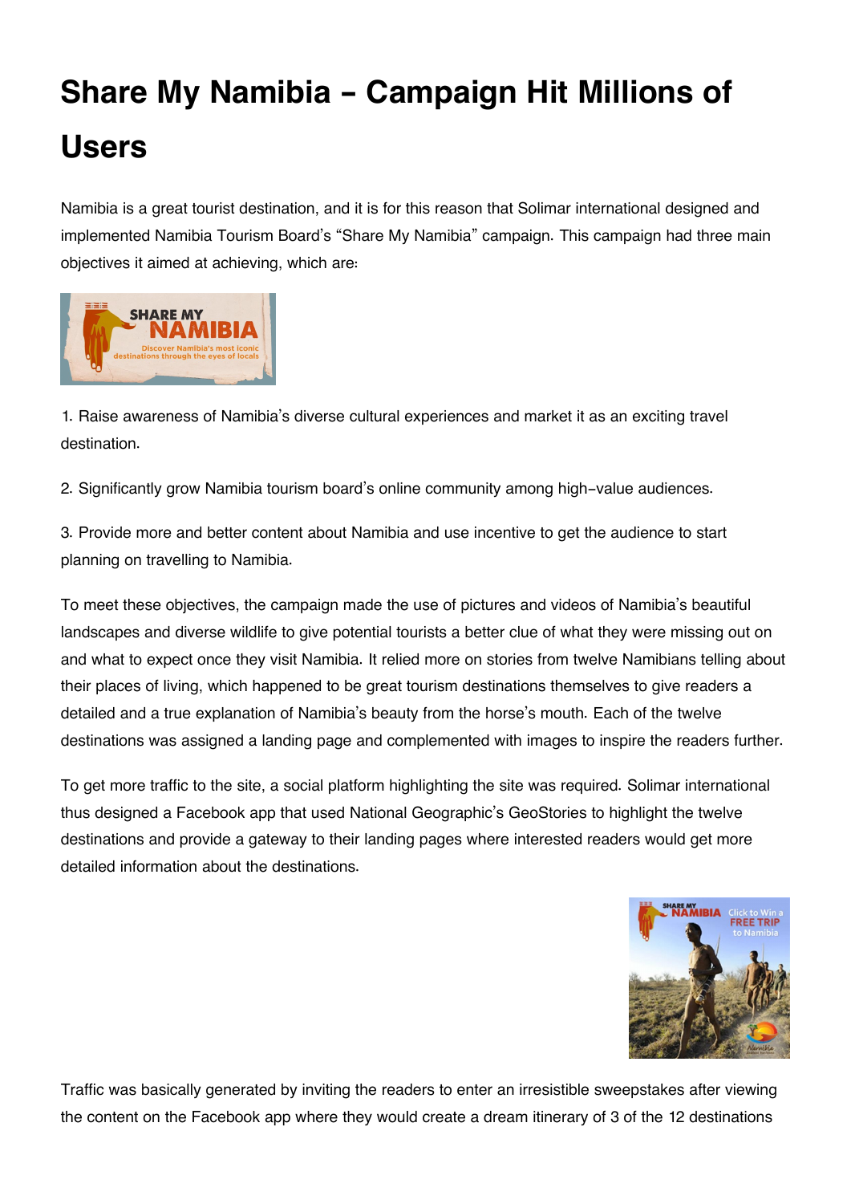# Share My Namibia – Campaign Hit Millions of Users

Namibia is a great tourist destination, and it is for this reason that Solimar international designed and implemented Namibia Tourism Board's "Share My Namibia" campaign. This campaign had three main objectives it aimed at achieving, which are:

1. Raise awareness of Namibia's diverse cultural experiences and market it as an exciting travel destination.

2. Significantly grow Namibia tourism board's online community among high-value audiences.

3. Provide more and better content about Namibia and use incentive to get the audience to start planning on travelling to Namibia.

To meet these objectives, the campaign made the use of pictures and videos of Namibia's beautiful landscapes and diverse wildlife to give potential tourists a better clue of what they were missing out on and what to expect once they visit Namibia. It relied more on stories from twelve Namibians telling about their places of living, which happened to be great tourism destinations themselves to give readers a detailed and a true explanation of Namibia's beauty from the horse's mouth. Each of the twelve destinations was assigned a landing page and complemented with images to inspire the readers further.

To get more traffic to the site, a social platform highlighting the site was required. Solimar international thus designed a Facebook app that used National Geographic's GeoStories to highlight the twelve destinations and provide a gateway to their landing pages where interested readers would get more detailed information about the destinations.

Traffic was basically generated by inviting the readers to enter an irresistible sweepstakes after viewing the content on the Facebook app where they would create a dream itinerary of 3 of the 12 destinations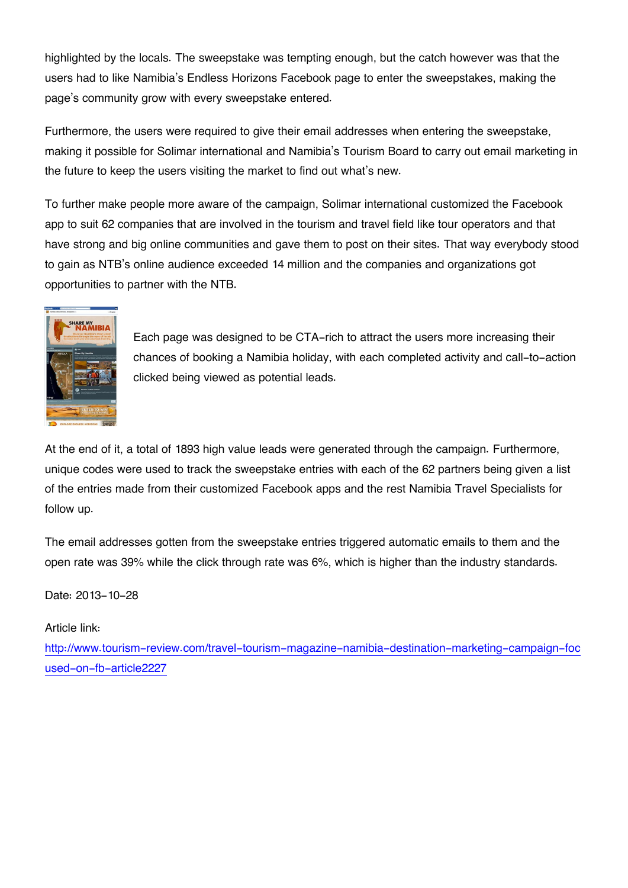highlighted by the locals. The sweepstake was tempting enough, but the catch however was that the users had to like Namibia's Endless Horizons Facebook page to enter the sweepstakes, making the page's community grow with every sweepstake entered.

Furthermore, the users were required to give their email addresses when entering the sweepstake, making it possible for Solimar international and Namibia's Tourism Board to carry out email marketing in the future to keep the users visiting the market to find out what's new.

To further make people more aware of the campaign, Solimar international customized the Facebook app to suit 62 companies that are involved in the tourism and travel field like tour operators and that have strong and big online communities and gave them to post on their sites. That way everybody stood to gain as NTB's online audience exceeded 14 million and the companies and organizations got opportunities to partner with the NTB.

Each page was designed to be CTA-rich to attract the users more increasing their chances of booking a Namibia holiday, with each completed activity and call-to-action clicked being viewed as potential leads.

At the end of it, a total of 1893 high value leads were generated through the campaign. Furthermore, unique codes were used to track the sweepstake entries with each of the 62 partners being given a list of the entries made from their customized Facebook apps and the rest Namibia Travel Specialists for follow up.

The email addresses gotten from the sweepstake entries triggered automatic emails to them and the open rate was 39% while the click through rate was 6%, which is higher than the industry standards.

Date: 2013-10-28

Article link:
http://www.tourism-review.com/travel-tourism-magazine-namibia-destination-marketing-campaign-focused-on-fb-article2227